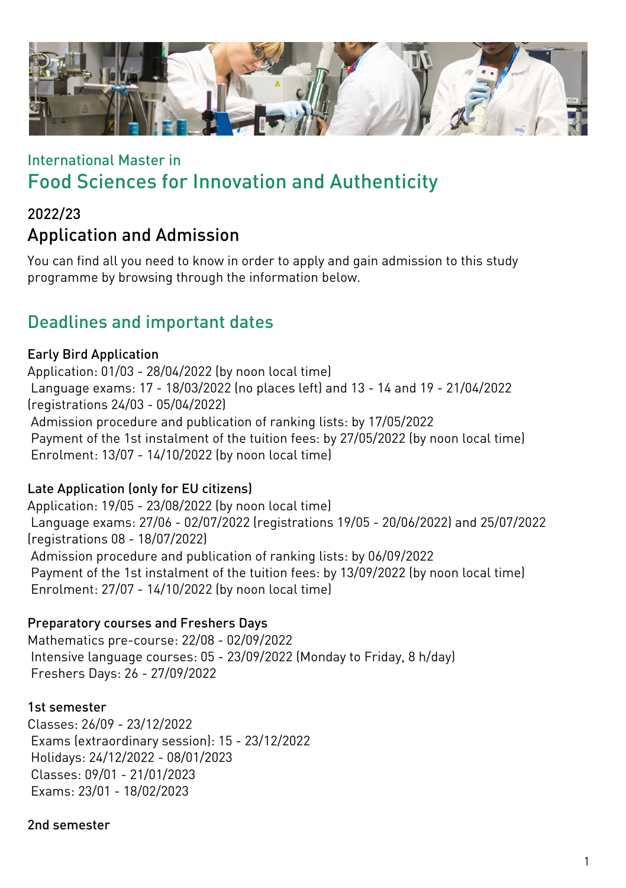International Master in

# Food Sciences for Innovation and Authenticity

## 2022/23

## Application and Admission

You can find all you need to know in order to apply and gain admission to this study programme by browsing through the information below.

## Deadlines and important dates

### Early Bird Application

Application: 01/03 - 28/04/2022 (by noon local time)
Language exams: 17 - 18/03/2022 (no places left) and 13 - 14 and 19 - 21/04/2022 (registrations 24/03 - 05/04/2022)
Admission procedure and publication of ranking lists: by 17/05/2022
Payment of the 1st instalment of the tuition fees: by 27/05/2022 (by noon local time)
Enrolment: 13/07 - 14/10/2022 (by noon local time)

### Late Application (only for EU citizens)

Application: 19/05 - 23/08/2022 (by noon local time)
Language exams: 27/06 - 02/07/2022 (registrations 19/05 - 20/06/2022) and 25/07/2022 (registrations 08 - 18/07/2022)
Admission procedure and publication of ranking lists: by 06/09/2022
Payment of the 1st instalment of the tuition fees: by 13/09/2022 (by noon local time)
Enrolment: 27/07 - 14/10/2022 (by noon local time)

### Preparatory courses and Freshers Days

Mathematics pre-course: 22/08 - 02/09/2022
Intensive language courses: 05 - 23/09/2022 (Monday to Friday, 8 h/day)
Freshers Days: 26 - 27/09/2022

### 1st semester

Classes: 26/09 - 23/12/2022
Exams (extraordinary session): 15 - 23/12/2022
Holidays: 24/12/2022 - 08/01/2023
Classes: 09/01 - 21/01/2023
Exams: 23/01 - 18/02/2023

### 2nd semester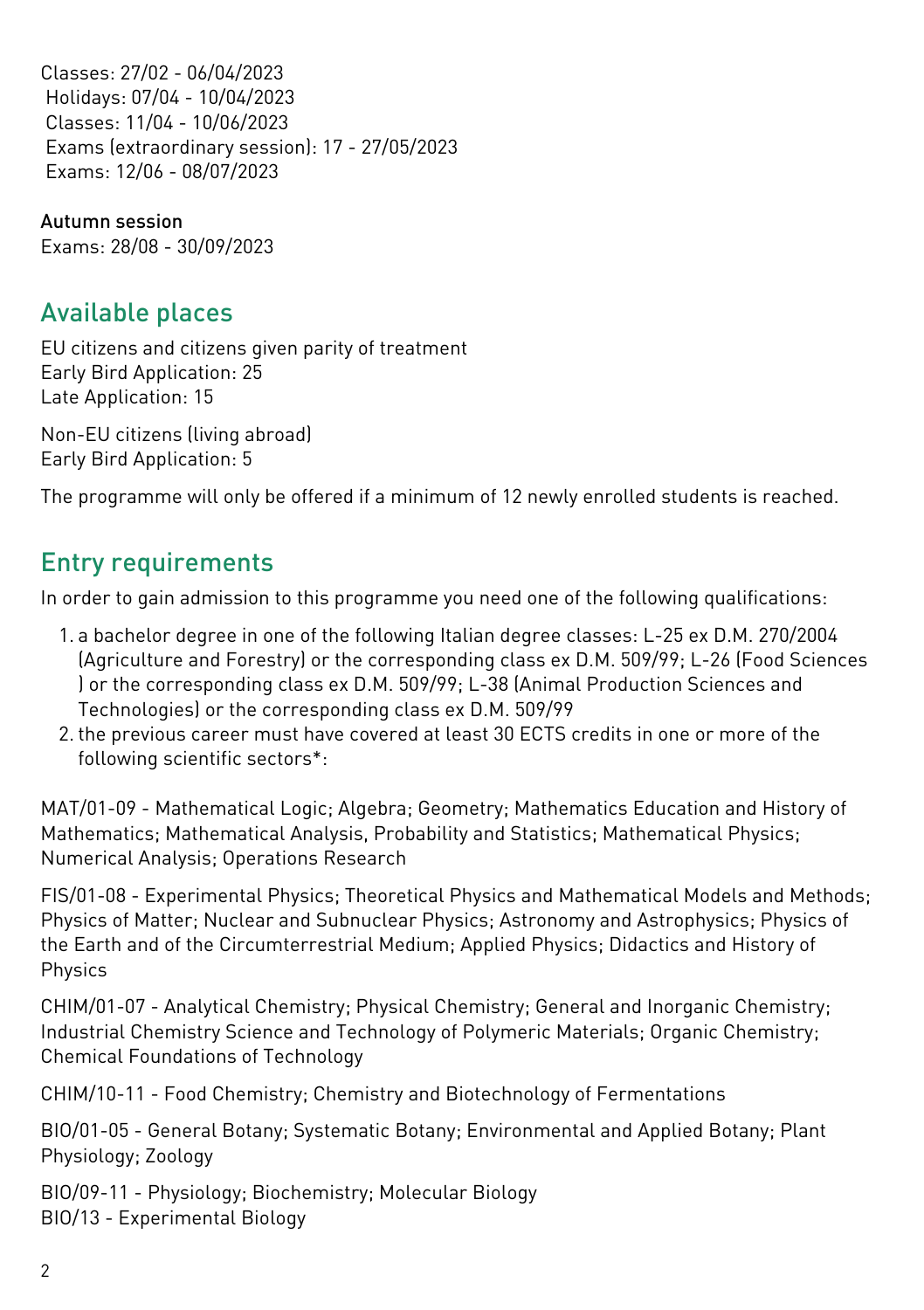Classes: 27/02 - 06/04/2023
Holidays: 07/04 - 10/04/2023
Classes: 11/04 - 10/06/2023
Exams (extraordinary session): 17 - 27/05/2023
Exams: 12/06 - 08/07/2023

Autumn session
Exams: 28/08 - 30/09/2023

## Available places

EU citizens and citizens given parity of treatment
Early Bird Application: 25
Late Application: 15

Non-EU citizens (living abroad)
Early Bird Application: 5

The programme will only be offered if a minimum of 12 newly enrolled students is reached.

## Entry requirements

In order to gain admission to this programme you need one of the following qualifications:

1. a bachelor degree in one of the following Italian degree classes: L-25 ex D.M. 270/2004 (Agriculture and Forestry) or the corresponding class ex D.M. 509/99; L-26 (Food Sciences ) or the corresponding class ex D.M. 509/99; L-38 (Animal Production Sciences and Technologies) or the corresponding class ex D.M. 509/99
2. the previous career must have covered at least 30 ECTS credits in one or more of the following scientific sectors*:

MAT/01-09 - Mathematical Logic; Algebra; Geometry; Mathematics Education and History of Mathematics; Mathematical Analysis, Probability and Statistics; Mathematical Physics; Numerical Analysis; Operations Research

FIS/01-08 - Experimental Physics; Theoretical Physics and Mathematical Models and Methods; Physics of Matter; Nuclear and Subnuclear Physics; Astronomy and Astrophysics; Physics of the Earth and of the Circumterrestrial Medium; Applied Physics; Didactics and History of Physics

CHIM/01-07 - Analytical Chemistry; Physical Chemistry; General and Inorganic Chemistry; Industrial Chemistry Science and Technology of Polymeric Materials; Organic Chemistry; Chemical Foundations of Technology

CHIM/10-11 - Food Chemistry; Chemistry and Biotechnology of Fermentations

BIO/01-05 - General Botany; Systematic Botany; Environmental and Applied Botany; Plant Physiology; Zoology

BIO/09-11 - Physiology; Biochemistry; Molecular Biology
BIO/13 - Experimental Biology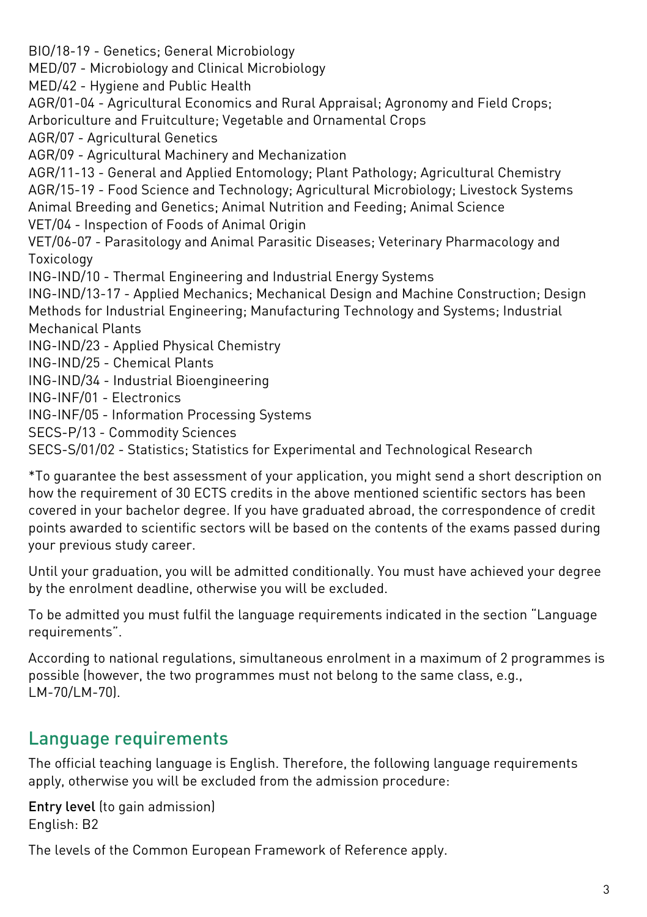BIO/18-19 - Genetics; General Microbiology
MED/07 - Microbiology and Clinical Microbiology
MED/42 - Hygiene and Public Health
AGR/01-04 - Agricultural Economics and Rural Appraisal; Agronomy and Field Crops; Arboriculture and Fruitculture; Vegetable and Ornamental Crops
AGR/07 - Agricultural Genetics
AGR/09 - Agricultural Machinery and Mechanization
AGR/11-13 - General and Applied Entomology; Plant Pathology; Agricultural Chemistry
AGR/15-19 - Food Science and Technology; Agricultural Microbiology; Livestock Systems Animal Breeding and Genetics; Animal Nutrition and Feeding; Animal Science
VET/04 - Inspection of Foods of Animal Origin
VET/06-07 - Parasitology and Animal Parasitic Diseases; Veterinary Pharmacology and Toxicology
ING-IND/10 - Thermal Engineering and Industrial Energy Systems
ING-IND/13-17 - Applied Mechanics; Mechanical Design and Machine Construction; Design Methods for Industrial Engineering; Manufacturing Technology and Systems; Industrial Mechanical Plants
ING-IND/23 - Applied Physical Chemistry
ING-IND/25 - Chemical Plants
ING-IND/34 - Industrial Bioengineering
ING-INF/01 - Electronics
ING-INF/05 - Information Processing Systems
SECS-P/13 - Commodity Sciences
SECS-S/01/02 - Statistics; Statistics for Experimental and Technological Research

*To guarantee the best assessment of your application, you might send a short description on how the requirement of 30 ECTS credits in the above mentioned scientific sectors has been covered in your bachelor degree. If you have graduated abroad, the correspondence of credit points awarded to scientific sectors will be based on the contents of the exams passed during your previous study career.

Until your graduation, you will be admitted conditionally. You must have achieved your degree by the enrolment deadline, otherwise you will be excluded.

To be admitted you must fulfil the language requirements indicated in the section "Language requirements".

According to national regulations, simultaneous enrolment in a maximum of 2 programmes is possible (however, the two programmes must not belong to the same class, e.g., LM-70/LM-70).

## Language requirements

The official teaching language is English. Therefore, the following language requirements apply, otherwise you will be excluded from the admission procedure:

**Entry level** (to gain admission)
English: B2

The levels of the Common European Framework of Reference apply.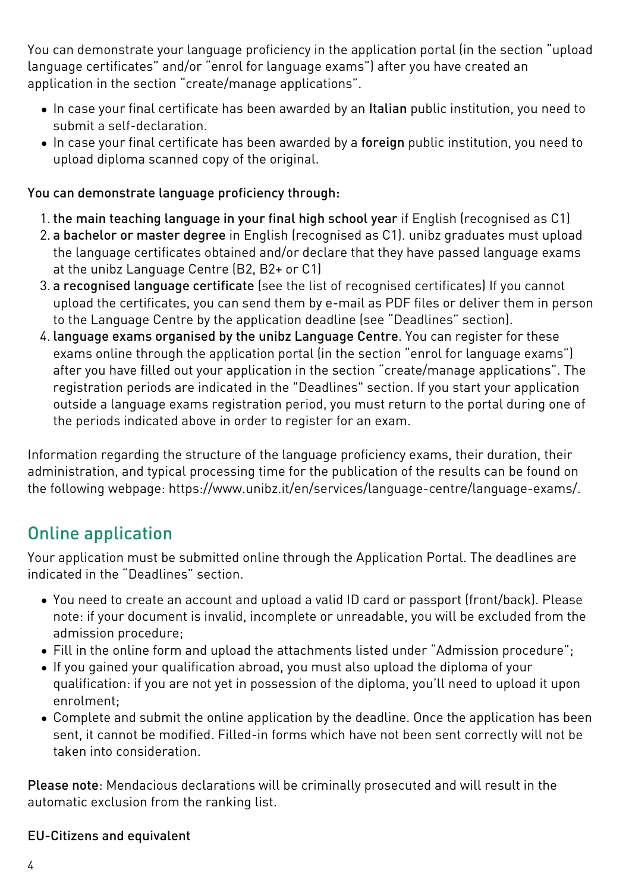You can demonstrate your language proficiency in the application portal (in the section "upload language certificates" and/or "enrol for language exams") after you have created an application in the section "create/manage applications".

- In case your final certificate has been awarded by an **Italian** public institution, you need to submit a self-declaration.
- In case your final certificate has been awarded by a **foreign** public institution, you need to upload diploma scanned copy of the original.

**You can demonstrate language proficiency through:**

1. **the main teaching language in your final high school year** if English (recognised as C1)
2. **a bachelor or master degree** in English (recognised as C1). unibz graduates must upload the language certificates obtained and/or declare that they have passed language exams at the unibz Language Centre (B2, B2+ or C1)
3. **a recognised language certificate** (see the list of recognised certificates) If you cannot upload the certificates, you can send them by e-mail as PDF files or deliver them in person to the Language Centre by the application deadline (see "Deadlines" section).
4. **language exams organised by the unibz Language Centre**. You can register for these exams online through the application portal (in the section "enrol for language exams") after you have filled out your application in the section "create/manage applications". The registration periods are indicated in the "Deadlines" section. If you start your application outside a language exams registration period, you must return to the portal during one of the periods indicated above in order to register for an exam.

Information regarding the structure of the language proficiency exams, their duration, their administration, and typical processing time for the publication of the results can be found on the following webpage: https://www.unibz.it/en/services/language-centre/language-exams/.

## Online application

Your application must be submitted online through the Application Portal. The deadlines are indicated in the "Deadlines" section.

- You need to create an account and upload a valid ID card or passport (front/back). Please note: if your document is invalid, incomplete or unreadable, you will be excluded from the admission procedure;
- Fill in the online form and upload the attachments listed under "Admission procedure";
- If you gained your qualification abroad, you must also upload the diploma of your qualification: if you are not yet in possession of the diploma, you'll need to upload it upon enrolment;
- Complete and submit the online application by the deadline. Once the application has been sent, it cannot be modified. Filled-in forms which have not been sent correctly will not be taken into consideration.

**Please note**: Mendacious declarations will be criminally prosecuted and will result in the automatic exclusion from the ranking list.

**EU-Citizens and equivalent**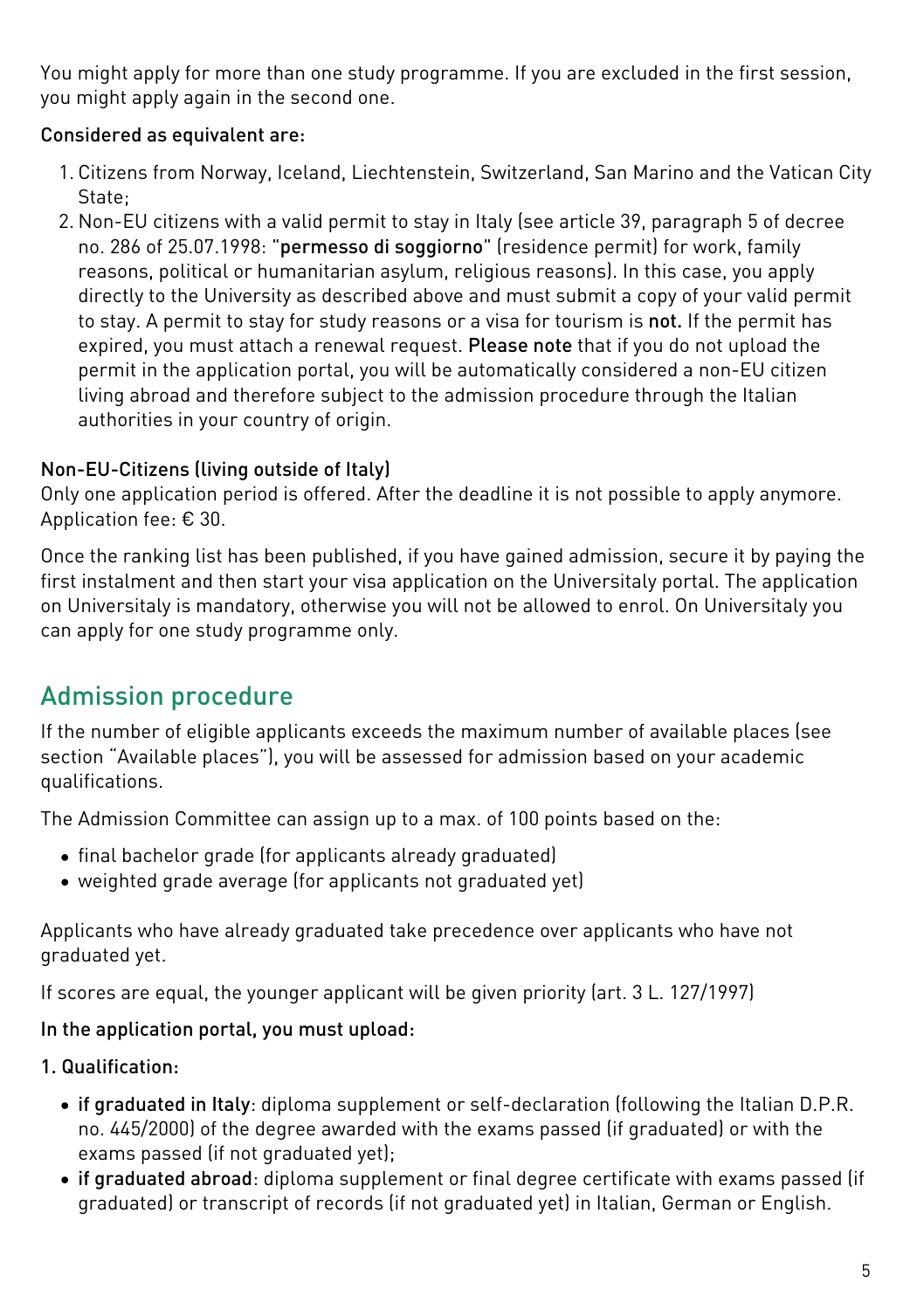You might apply for more than one study programme. If you are excluded in the first session, you might apply again in the second one.

**Considered as equivalent are:**

1. Citizens from Norway, Iceland, Liechtenstein, Switzerland, San Marino and the Vatican City State;
2. Non-EU citizens with a valid permit to stay in Italy (see article 39, paragraph 5 of decree no. 286 of 25.07.1998: "**permesso di soggiorno**" (residence permit) for work, family reasons, political or humanitarian asylum, religious reasons). In this case, you apply directly to the University as described above and must submit a copy of your valid permit to stay. A permit to stay for study reasons or a visa for tourism is **not.** If the permit has expired, you must attach a renewal request. **Please note** that if you do not upload the permit in the application portal, you will be automatically considered a non-EU citizen living abroad and therefore subject to the admission procedure through the Italian authorities in your country of origin.

**Non-EU-Citizens (living outside of Italy)**
Only one application period is offered. After the deadline it is not possible to apply anymore. Application fee: € 30.

Once the ranking list has been published, if you have gained admission, secure it by paying the first instalment and then start your visa application on the Universitaly portal. The application on Universitaly is mandatory, otherwise you will not be allowed to enrol. On Universitaly you can apply for one study programme only.

## Admission procedure

If the number of eligible applicants exceeds the maximum number of available places (see section "Available places"), you will be assessed for admission based on your academic qualifications.

The Admission Committee can assign up to a max. of 100 points based on the:

- final bachelor grade (for applicants already graduated)
- weighted grade average (for applicants not graduated yet)

Applicants who have already graduated take precedence over applicants who have not graduated yet.

If scores are equal, the younger applicant will be given priority (art. 3 L. 127/1997)

**In the application portal, you must upload:**

**1. Qualification:**

- **if graduated in Italy**: diploma supplement or self-declaration (following the Italian D.P.R. no. 445/2000) of the degree awarded with the exams passed (if graduated) or with the exams passed (if not graduated yet);
- **if graduated abroad**: diploma supplement or final degree certificate with exams passed (if graduated) or transcript of records (if not graduated yet) in Italian, German or English.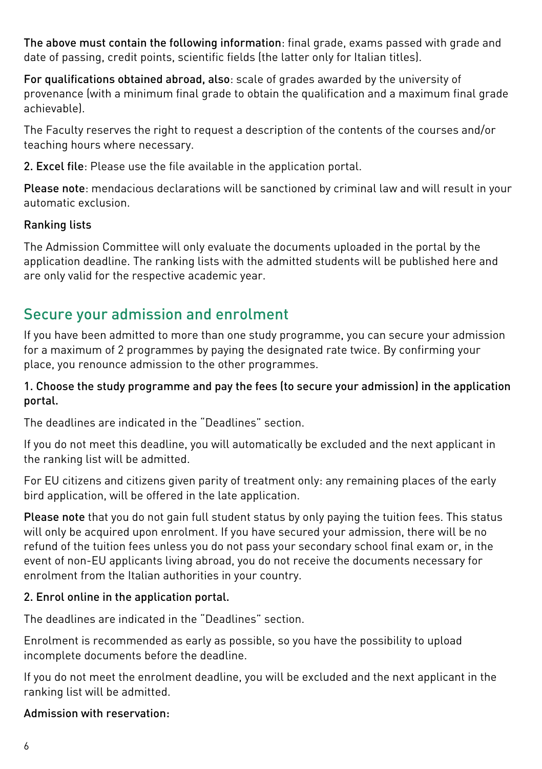**The above must contain the following information**: final grade, exams passed with grade and date of passing, credit points, scientific fields (the latter only for Italian titles).

**For qualifications obtained abroad, also**: scale of grades awarded by the university of provenance (with a minimum final grade to obtain the qualification and a maximum final grade achievable).

The Faculty reserves the right to request a description of the contents of the courses and/or teaching hours where necessary.

**2. Excel file**: Please use the file available in the application portal.

**Please note**: mendacious declarations will be sanctioned by criminal law and will result in your automatic exclusion.

**Ranking lists**

The Admission Committee will only evaluate the documents uploaded in the portal by the application deadline. The ranking lists with the admitted students will be published here and are only valid for the respective academic year.

## Secure your admission and enrolment

If you have been admitted to more than one study programme, you can secure your admission for a maximum of 2 programmes by paying the designated rate twice. By confirming your place, you renounce admission to the other programmes.

**1. Choose the study programme and pay the fees (to secure your admission) in the application portal.**

The deadlines are indicated in the "Deadlines" section.

If you do not meet this deadline, you will automatically be excluded and the next applicant in the ranking list will be admitted.

For EU citizens and citizens given parity of treatment only: any remaining places of the early bird application, will be offered in the late application.

**Please note** that you do not gain full student status by only paying the tuition fees. This status will only be acquired upon enrolment. If you have secured your admission, there will be no refund of the tuition fees unless you do not pass your secondary school final exam or, in the event of non-EU applicants living abroad, you do not receive the documents necessary for enrolment from the Italian authorities in your country.

**2. Enrol online in the application portal.**

The deadlines are indicated in the "Deadlines" section.

Enrolment is recommended as early as possible, so you have the possibility to upload incomplete documents before the deadline.

If you do not meet the enrolment deadline, you will be excluded and the next applicant in the ranking list will be admitted.

**Admission with reservation:**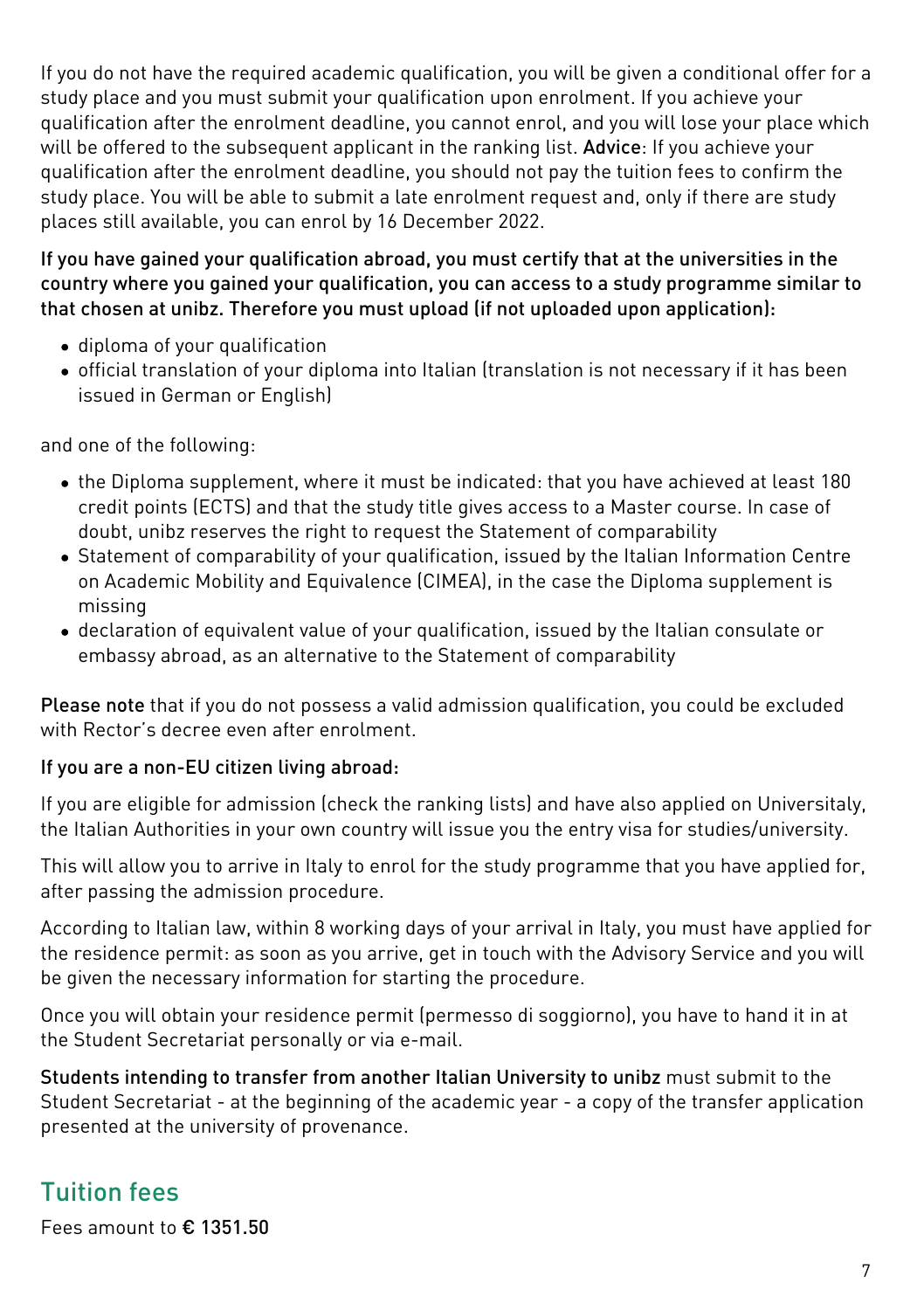If you do not have the required academic qualification, you will be given a conditional offer for a study place and you must submit your qualification upon enrolment. If you achieve your qualification after the enrolment deadline, you cannot enrol, and you will lose your place which will be offered to the subsequent applicant in the ranking list. **Advice**: If you achieve your qualification after the enrolment deadline, you should not pay the tuition fees to confirm the study place. You will be able to submit a late enrolment request and, only if there are study places still available, you can enrol by 16 December 2022.

**If you have gained your qualification abroad, you must certify that at the universities in the country where you gained your qualification, you can access to a study programme similar to that chosen at unibz. Therefore you must upload (if not uploaded upon application):**

- diploma of your qualification
- official translation of your diploma into Italian (translation is not necessary if it has been issued in German or English)

and one of the following:

- the Diploma supplement, where it must be indicated: that you have achieved at least 180 credit points (ECTS) and that the study title gives access to a Master course. In case of doubt, unibz reserves the right to request the Statement of comparability
- Statement of comparability of your qualification, issued by the Italian Information Centre on Academic Mobility and Equivalence (CIMEA), in the case the Diploma supplement is missing
- declaration of equivalent value of your qualification, issued by the Italian consulate or embassy abroad, as an alternative to the Statement of comparability

**Please note** that if you do not possess a valid admission qualification, you could be excluded with Rector's decree even after enrolment.

**If you are a non-EU citizen living abroad:**

If you are eligible for admission (check the ranking lists) and have also applied on Universitaly, the Italian Authorities in your own country will issue you the entry visa for studies/university.

This will allow you to arrive in Italy to enrol for the study programme that you have applied for, after passing the admission procedure.

According to Italian law, within 8 working days of your arrival in Italy, you must have applied for the residence permit: as soon as you arrive, get in touch with the Advisory Service and you will be given the necessary information for starting the procedure.

Once you will obtain your residence permit (permesso di soggiorno), you have to hand it in at the Student Secretariat personally or via e-mail.

**Students intending to transfer from another Italian University to unibz** must submit to the Student Secretariat - at the beginning of the academic year - a copy of the transfer application presented at the university of provenance.

## Tuition fees

Fees amount to **€ 1351.50**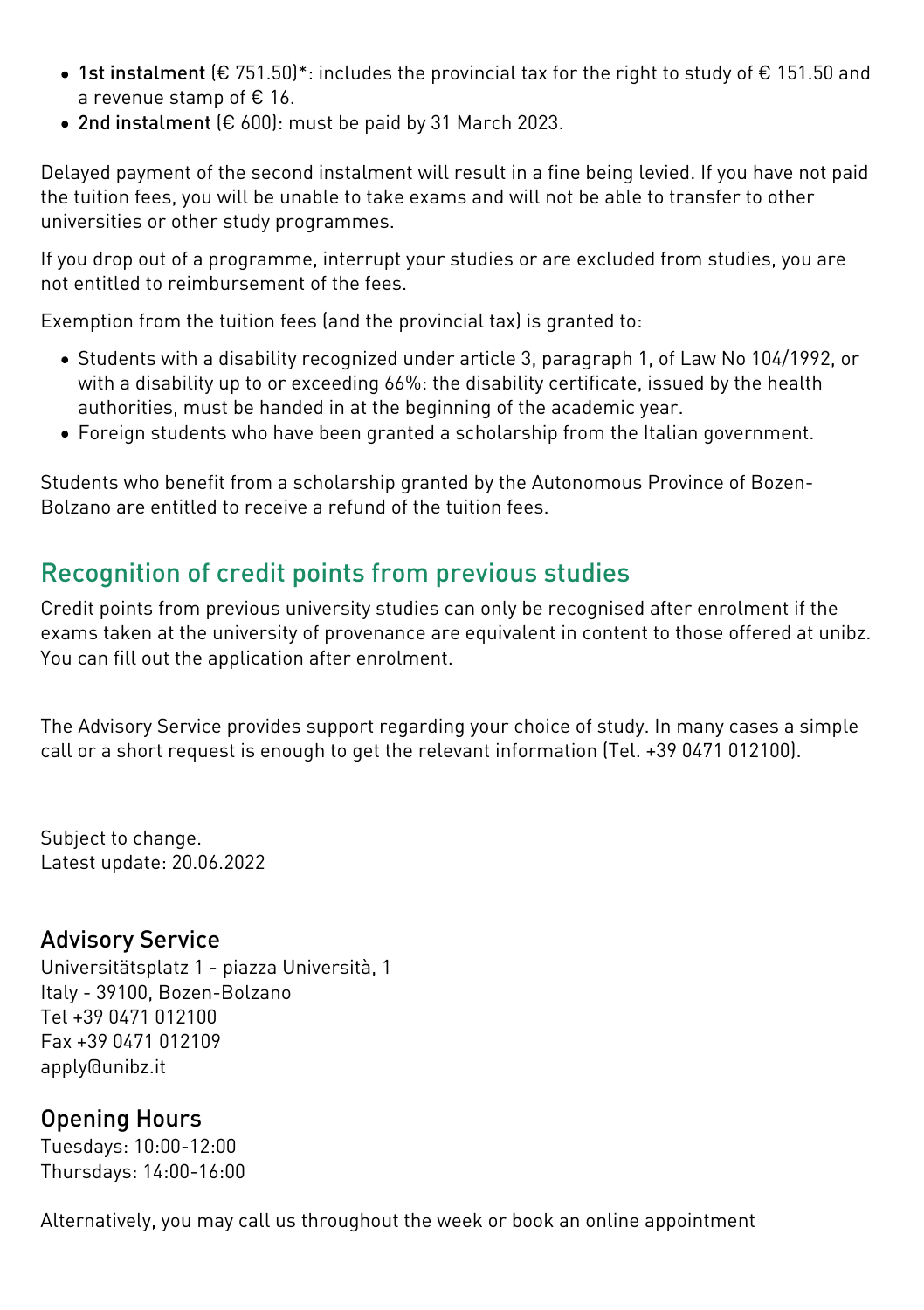- **1st instalment** (€ 751.50)*: includes the provincial tax for the right to study of € 151.50 and a revenue stamp of € 16.
- **2nd instalment** (€ 600): must be paid by 31 March 2023.

Delayed payment of the second instalment will result in a fine being levied. If you have not paid the tuition fees, you will be unable to take exams and will not be able to transfer to other universities or other study programmes.

If you drop out of a programme, interrupt your studies or are excluded from studies, you are not entitled to reimbursement of the fees.

Exemption from the tuition fees (and the provincial tax) is granted to:

- Students with a disability recognized under article 3, paragraph 1, of Law No 104/1992, or with a disability up to or exceeding 66%: the disability certificate, issued by the health authorities, must be handed in at the beginning of the academic year.
- Foreign students who have been granted a scholarship from the Italian government.

Students who benefit from a scholarship granted by the Autonomous Province of Bozen-Bolzano are entitled to receive a refund of the tuition fees.

## Recognition of credit points from previous studies

Credit points from previous university studies can only be recognised after enrolment if the exams taken at the university of provenance are equivalent in content to those offered at unibz. You can fill out the application after enrolment.

The Advisory Service provides support regarding your choice of study. In many cases a simple call or a short request is enough to get the relevant information (Tel. +39 0471 012100).

Subject to change.
Latest update: 20.06.2022

### Advisory Service

Universitätsplatz 1 - piazza Università, 1
Italy - 39100, Bozen-Bolzano
Tel +39 0471 012100
Fax +39 0471 012109
apply@unibz.it

### Opening Hours

Tuesdays: 10:00-12:00
Thursdays: 14:00-16:00

Alternatively, you may call us throughout the week or book an online appointment